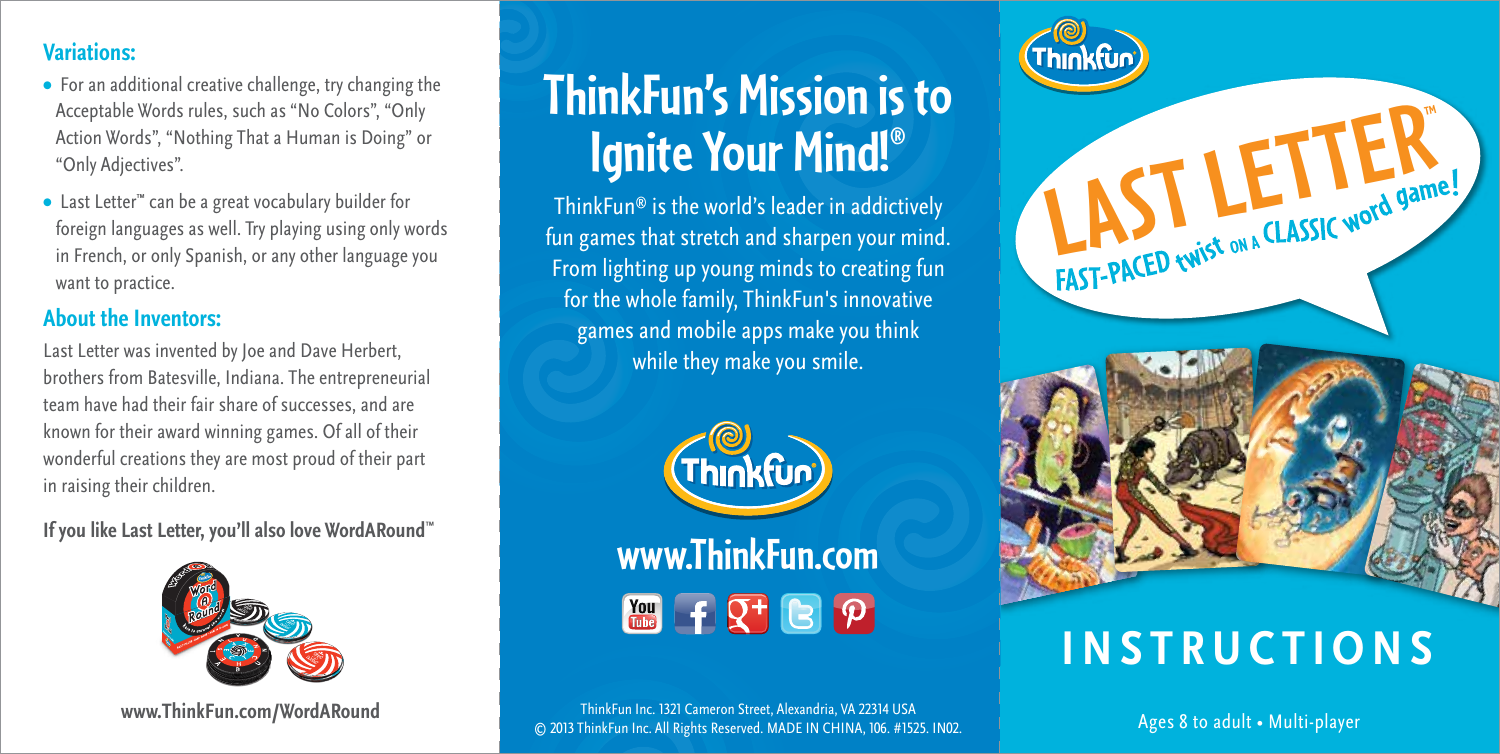## Variations:

- For an additional creative challenge, try changing the Acceptable Words rules, such as "No Colors", "Only Action Words", "Nothing That a Human is Doing" or "Only Adjectives".
- Last Letter™ can be a great vocabulary builder for foreign languages as well. Try playing using only words in French, or only Spanish, or any other language you want to practice.

## About the Inventors:

Last Letter was invented by Joe and Dave Herbert, brothers from Batesville, Indiana. The entrepreneurial team have had their fair share of successes, and are known for their award winning games. Of all of their wonderful creations they are most proud of their part in raising their children.

**If you like Last Letter, you'll also love WordARound™**

**www.ThinkFun.com/WordARound**

# ThinkFun's Mission is to Ignite Your Mind!®

ThinkFun® is the world's leader in addictively fun games that stretch and sharpen your mind. From lighting up young minds to creating fun for the whole family, ThinkFun's innovative games and mobile apps make you think while they make you smile.

**www.ThinkFun.com**

ThinkFun Inc. 1321 Cameron Street, Alexandria, VA 22314 USA
© 2013 ThinkFun Inc. All Rights Reserved. MADE IN CHINA, 106. #1525. IN02.

ThinkFun

# LAST LETTER™

FAST-PACED twist ON A CLASSIC word game!

# INSTRUCTIONS

Ages 8 to adult • Multi-player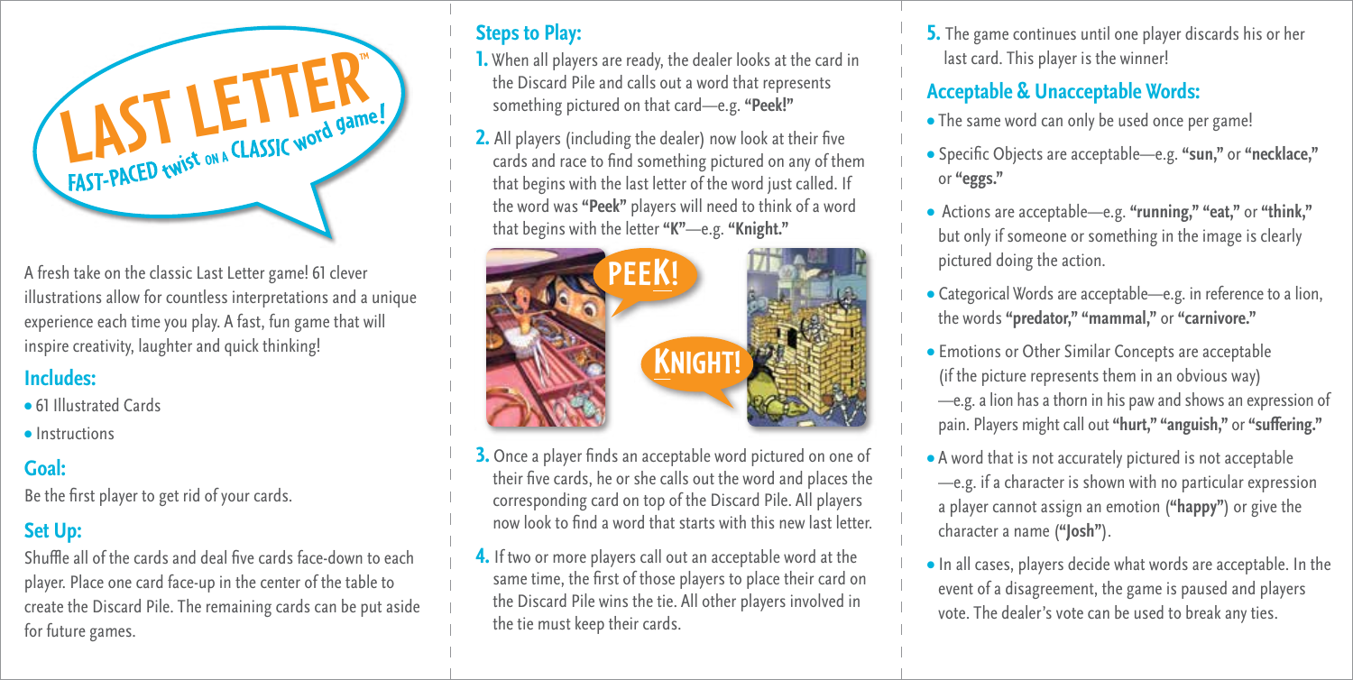# LAST LETTER™

FAST-PACED twist ON A CLASSIC word game!

A fresh take on the classic Last Letter game! 61 clever illustrations allow for countless interpretations and a unique experience each time you play. A fast, fun game that will inspire creativity, laughter and quick thinking!

## Includes:

- 61 Illustrated Cards
- Instructions

## Goal:

Be the first player to get rid of your cards.

## Set Up:

Shuffle all of the cards and deal five cards face-down to each player. Place one card face-up in the center of the table to create the Discard Pile. The remaining cards can be put aside for future games.

## Steps to Play:

**1.** When all players are ready, the dealer looks at the card in the Discard Pile and calls out a word that represents something pictured on that card—e.g. **"Peek!"**

**2.** All players (including the dealer) now look at their five cards and race to find something pictured on any of them that begins with the last letter of the word just called. If the word was **"Peek"** players will need to think of a word that begins with the letter **"K"**—e.g. **"Knight."**

PEEK!

KNIGHT!

**3.** Once a player finds an acceptable word pictured on one of their five cards, he or she calls out the word and places the corresponding card on top of the Discard Pile. All players now look to find a word that starts with this new last letter.

**4.** If two or more players call out an acceptable word at the same time, the first of those players to place their card on the Discard Pile wins the tie. All other players involved in the tie must keep their cards.

**5.** The game continues until one player discards his or her last card. This player is the winner!

## Acceptable & Unacceptable Words:

- The same word can only be used once per game!
- Specific Objects are acceptable—e.g. **"sun,"** or **"necklace,"** or **"eggs."**
- Actions are acceptable—e.g. **"running," "eat,"** or **"think,"** but only if someone or something in the image is clearly pictured doing the action.
- Categorical Words are acceptable—e.g. in reference to a lion, the words **"predator," "mammal,"** or **"carnivore."**
- Emotions or Other Similar Concepts are acceptable (if the picture represents them in an obvious way) —e.g. a lion has a thorn in his paw and shows an expression of pain. Players might call out **"hurt," "anguish,"** or **"suffering."**
- A word that is not accurately pictured is not acceptable —e.g. if a character is shown with no particular expression a player cannot assign an emotion (**"happy"**) or give the character a name (**"Josh"**).
- In all cases, players decide what words are acceptable. In the event of a disagreement, the game is paused and players vote. The dealer's vote can be used to break any ties.